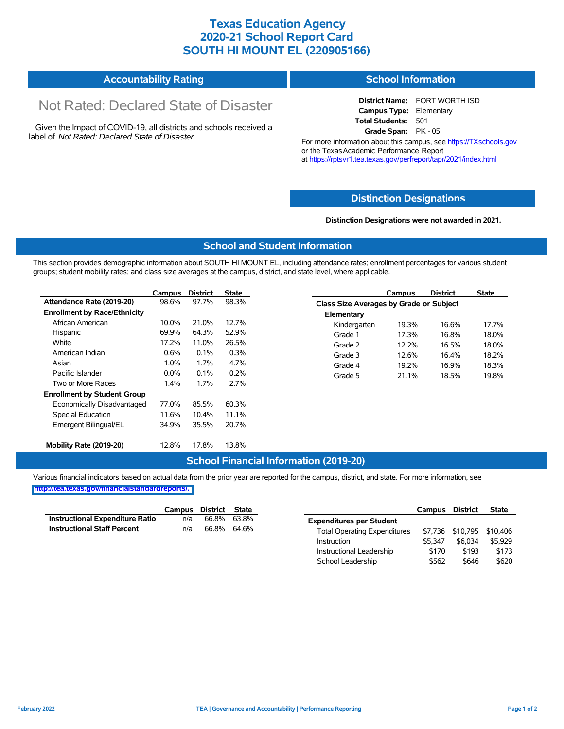# Texas Education Agency
# 2020-21 School Report Card
# SOUTH HI MOUNT EL (220905166)

## Accountability Rating

Not Rated: Declared State of Disaster

Given the Impact of COVID-19, all districts and schools received a label of *Not Rated: Declared State of Disaster*.

## School Information

**District Name:** FORT WORTH ISD
**Campus Type:** Elementary
**Total Students:** 501
**Grade Span:** PK - 05

For more information about this campus, see https://TXschools.gov or the Texas Academic Performance Report at https://rptsvr1.tea.texas.gov/perfreport/tapr/2021/index.html

## Distinction Designations

**Distinction Designations were not awarded in 2021.**

## School and Student Information

This section provides demographic information about SOUTH HI MOUNT EL, including attendance rates; enrollment percentages for various student groups; student mobility rates; and class size averages at the campus, district, and state level, where applicable.

| | Campus | District | State |
|---|---|---|---|
| **Attendance Rate (2019-20)** | 98.6% | 97.7% | 98.3% |
| **Enrollment by Race/Ethnicity** | | | |
| African American | 10.0% | 21.0% | 12.7% |
| Hispanic | 69.9% | 64.3% | 52.9% |
| White | 17.2% | 11.0% | 26.5% |
| American Indian | 0.6% | 0.1% | 0.3% |
| Asian | 1.0% | 1.7% | 4.7% |
| Pacific Islander | 0.0% | 0.1% | 0.2% |
| Two or More Races | 1.4% | 1.7% | 2.7% |
| **Enrollment by Student Group** | | | |
| Economically Disadvantaged | 77.0% | 85.5% | 60.3% |
| Special Education | 11.6% | 10.4% | 11.1% |
| Emergent Bilingual/EL | 34.9% | 35.5% | 20.7% |
| **Mobility Rate (2019-20)** | 12.8% | 17.8% | 13.8% |

| | Campus | District | State |
|---|---|---|---|
| **Class Size Averages by Grade or Subject** | | | |
| **Elementary** | | | |
| Kindergarten | 19.3% | 16.6% | 17.7% |
| Grade 1 | 17.3% | 16.8% | 18.0% |
| Grade 2 | 12.2% | 16.5% | 18.0% |
| Grade 3 | 12.6% | 16.4% | 18.2% |
| Grade 4 | 19.2% | 16.9% | 18.3% |
| Grade 5 | 21.1% | 18.5% | 19.8% |

## School Financial Information (2019-20)

Various financial indicators based on actual data from the prior year are reported for the campus, district, and state. For more information, see http://tea.texas.gov/financialstandardreports/.

| | Campus | District | State |
|---|---|---|---|
| **Instructional Expenditure Ratio** | n/a | 66.8% | 63.8% |
| **Instructional Staff Percent** | n/a | 66.8% | 64.6% |

| | Campus | District | State |
|---|---|---|---|
| **Expenditures per Student** | | | |
| Total Operating Expenditures | $7,736 | $10,795 | $10,406 |
| Instruction | $5,347 | $6,034 | $5,929 |
| Instructional Leadership | $170 | $193 | $173 |
| School Leadership | $562 | $646 | $620 |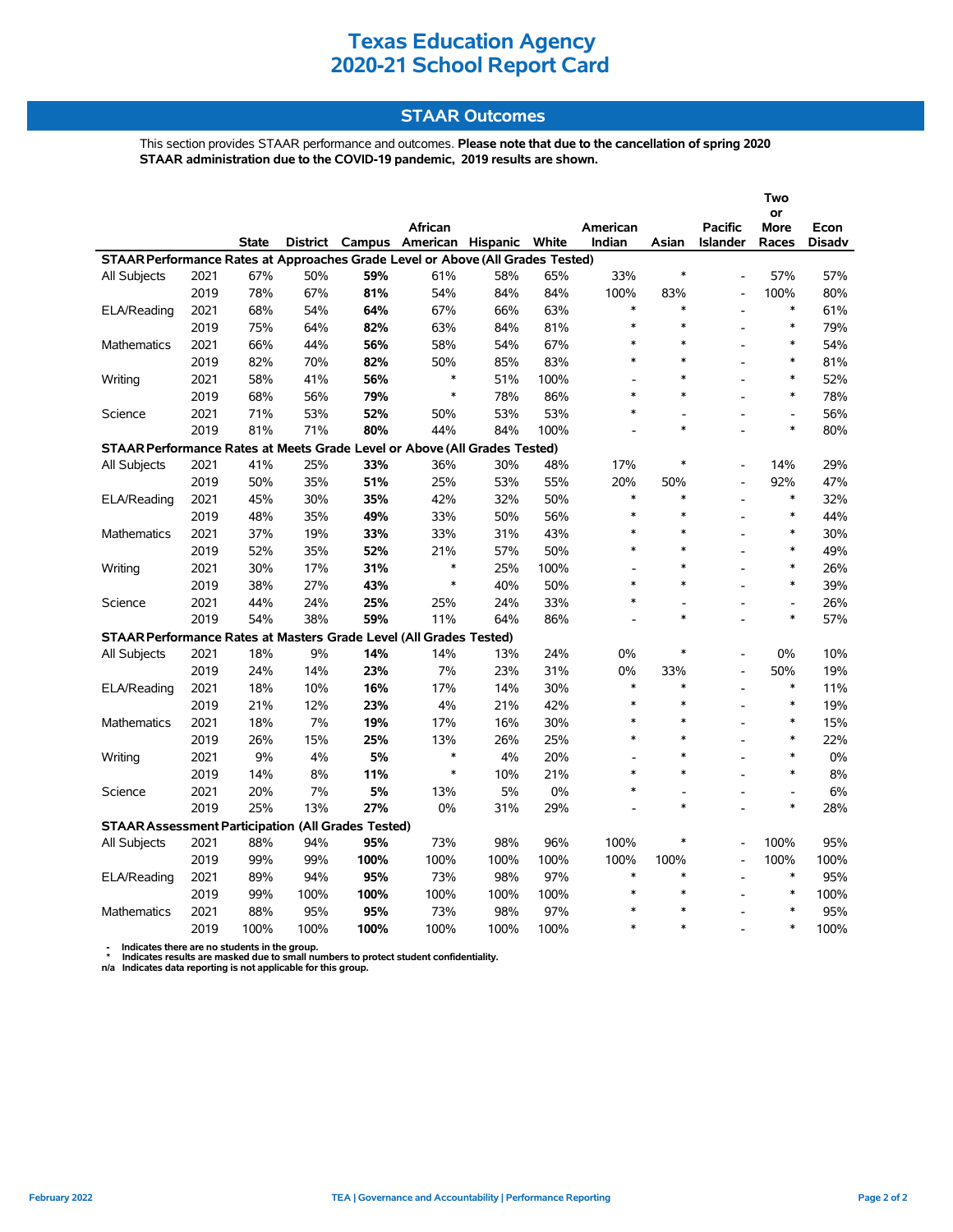# Texas Education Agency
# 2020-21 School Report Card

## STAAR Outcomes

This section provides STAAR performance and outcomes. **Please note that due to the cancellation of spring 2020 STAAR administration due to the COVID-19 pandemic, 2019 results are shown.**

| | | State | District | Campus | African American | Hispanic | White | American Indian | Asian | Pacific Islander | Two or More Races | Econ Disadv |
|---|---|---|---|---|---|---|---|---|---|---|---|---|
| **STAAR Performance Rates at Approaches Grade Level or Above (All Grades Tested)** | | | | | | | | | | | | |
| All Subjects | 2021 | 67% | 50% | **59%** | 61% | 58% | 65% | 33% | * | - | 57% | 57% |
| | 2019 | 78% | 67% | **81%** | 54% | 84% | 84% | 100% | 83% | - | 100% | 80% |
| ELA/Reading | 2021 | 68% | 54% | **64%** | 67% | 66% | 63% | * | * | - | * | 61% |
| | 2019 | 75% | 64% | **82%** | 63% | 84% | 81% | * | * | - | * | 79% |
| Mathematics | 2021 | 66% | 44% | **56%** | 58% | 54% | 67% | * | * | - | * | 54% |
| | 2019 | 82% | 70% | **82%** | 50% | 85% | 83% | * | * | - | * | 81% |
| Writing | 2021 | 58% | 41% | **56%** | * | 51% | 100% | - | * | - | * | 52% |
| | 2019 | 68% | 56% | **79%** | * | 78% | 86% | * | * | - | * | 78% |
| Science | 2021 | 71% | 53% | **52%** | 50% | 53% | 53% | * | - | - | - | 56% |
| | 2019 | 81% | 71% | **80%** | 44% | 84% | 100% | - | * | - | * | 80% |
| **STAAR Performance Rates at Meets Grade Level or Above (All Grades Tested)** | | | | | | | | | | | | |
| All Subjects | 2021 | 41% | 25% | **33%** | 36% | 30% | 48% | 17% | * | - | 14% | 29% |
| | 2019 | 50% | 35% | **51%** | 25% | 53% | 55% | 20% | 50% | - | 92% | 47% |
| ELA/Reading | 2021 | 45% | 30% | **35%** | 42% | 32% | 50% | * | * | - | * | 32% |
| | 2019 | 48% | 35% | **49%** | 33% | 50% | 56% | * | * | - | * | 44% |
| Mathematics | 2021 | 37% | 19% | **33%** | 33% | 31% | 43% | * | * | - | * | 30% |
| | 2019 | 52% | 35% | **52%** | 21% | 57% | 50% | * | * | - | * | 49% |
| Writing | 2021 | 30% | 17% | **31%** | * | 25% | 100% | - | * | - | * | 26% |
| | 2019 | 38% | 27% | **43%** | * | 40% | 50% | * | * | - | * | 39% |
| Science | 2021 | 44% | 24% | **25%** | 25% | 24% | 33% | * | - | - | - | 26% |
| | 2019 | 54% | 38% | **59%** | 11% | 64% | 86% | - | * | - | * | 57% |
| **STAAR Performance Rates at Masters Grade Level (All Grades Tested)** | | | | | | | | | | | | |
| All Subjects | 2021 | 18% | 9% | **14%** | 14% | 13% | 24% | 0% | * | - | 0% | 10% |
| | 2019 | 24% | 14% | **23%** | 7% | 23% | 31% | 0% | 33% | - | 50% | 19% |
| ELA/Reading | 2021 | 18% | 10% | **16%** | 17% | 14% | 30% | * | * | - | * | 11% |
| | 2019 | 21% | 12% | **23%** | 4% | 21% | 42% | * | * | - | * | 19% |
| Mathematics | 2021 | 18% | 7% | **19%** | 17% | 16% | 30% | * | * | - | * | 15% |
| | 2019 | 26% | 15% | **25%** | 13% | 26% | 25% | * | * | - | * | 22% |
| Writing | 2021 | 9% | 4% | **5%** | * | 4% | 20% | - | * | - | * | 0% |
| | 2019 | 14% | 8% | **11%** | * | 10% | 21% | * | * | - | * | 8% |
| Science | 2021 | 20% | 7% | **5%** | 13% | 5% | 0% | * | - | - | - | 6% |
| | 2019 | 25% | 13% | **27%** | 0% | 31% | 29% | - | * | - | * | 28% |
| **STAAR Assessment Participation (All Grades Tested)** | | | | | | | | | | | | |
| All Subjects | 2021 | 88% | 94% | **95%** | 73% | 98% | 96% | 100% | * | - | 100% | 95% |
| | 2019 | 99% | 99% | **100%** | 100% | 100% | 100% | 100% | 100% | - | 100% | 100% |
| ELA/Reading | 2021 | 89% | 94% | **95%** | 73% | 98% | 97% | * | * | - | * | 95% |
| | 2019 | 99% | 100% | **100%** | 100% | 100% | 100% | * | * | - | * | 100% |
| Mathematics | 2021 | 88% | 95% | **95%** | 73% | 98% | 97% | * | * | - | * | 95% |
| | 2019 | 100% | 100% | **100%** | 100% | 100% | 100% | * | * | - | * | 100% |

- Indicates there are no students in the group.
* Indicates results are masked due to small numbers to protect student confidentiality.
n/a Indicates data reporting is not applicable for this group.